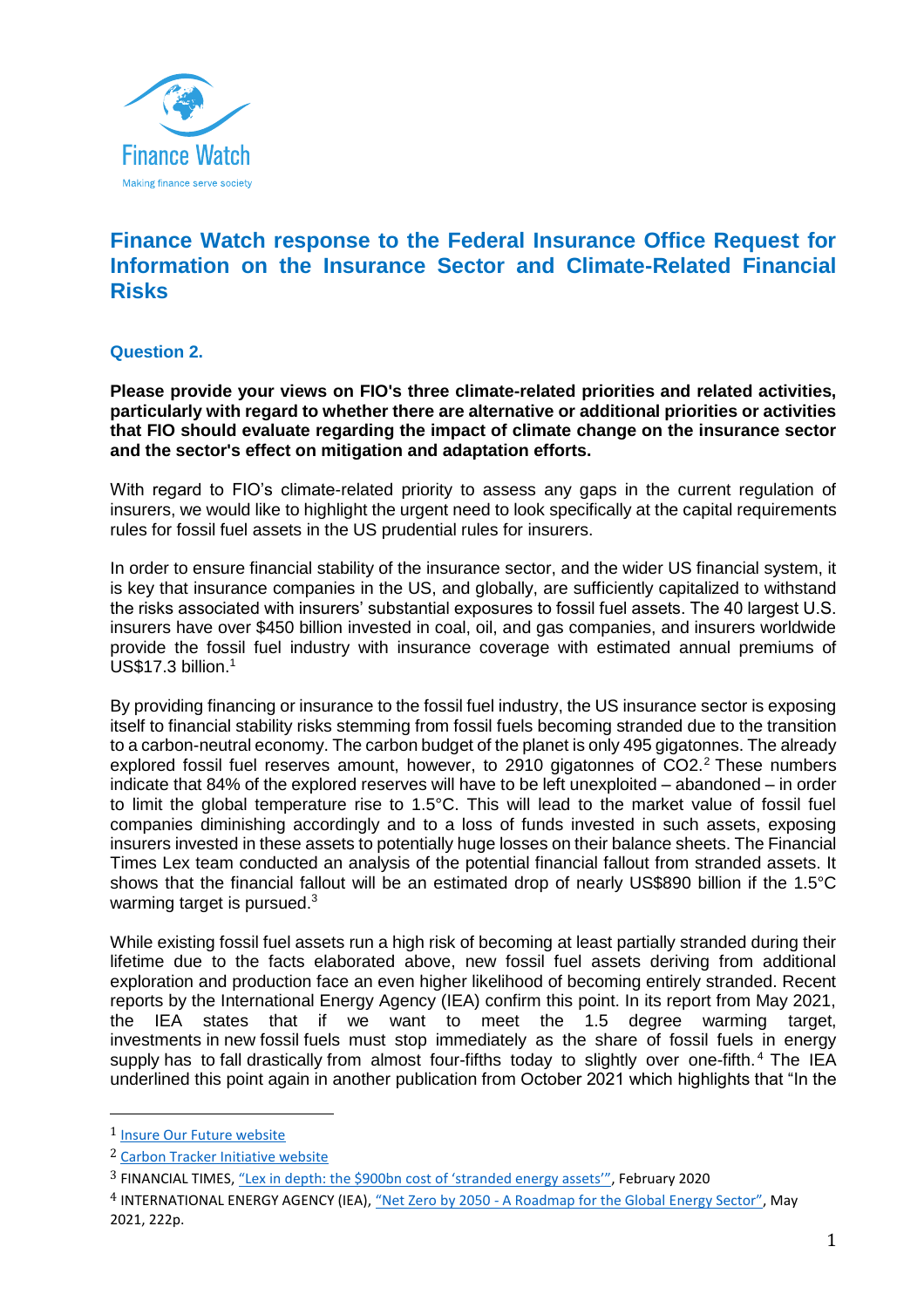# Finance Watch response to the Federal Insurance Office Request for Information on the Insurance Sector and Climate-Related Financial Risks

## Question 2.

**Please provide your views on FIO's three climate-related priorities and related activities, particularly with regard to whether there are alternative or additional priorities or activities that FIO should evaluate regarding the impact of climate change on the insurance sector and the sector's effect on mitigation and adaptation efforts.**

With regard to FIO's climate-related priority to assess any gaps in the current regulation of insurers, we would like to highlight the urgent need to look specifically at the capital requirements rules for fossil fuel assets in the US prudential rules for insurers.

In order to ensure financial stability of the insurance sector, and the wider US financial system, it is key that insurance companies in the US, and globally, are sufficiently capitalized to withstand the risks associated with insurers' substantial exposures to fossil fuel assets. The 40 largest U.S. insurers have over $450 billion invested in coal, oil, and gas companies, and insurers worldwide provide the fossil fuel industry with insurance coverage with estimated annual premiums of US$17.3 billion.[1]

By providing financing or insurance to the fossil fuel industry, the US insurance sector is exposing itself to financial stability risks stemming from fossil fuels becoming stranded due to the transition to a carbon-neutral economy. The carbon budget of the planet is only 495 gigatonnes. The already explored fossil fuel reserves amount, however, to 2910 gigatonnes of $CO_2$.[2] These numbers indicate that 84% of the explored reserves will have to be left unexploited – abandoned – in order to limit the global temperature rise to 1.5°C. This will lead to the market value of fossil fuel companies diminishing accordingly and to a loss of funds invested in such assets, exposing insurers invested in these assets to potentially huge losses on their balance sheets. The Financial Times Lex team conducted an analysis of the potential financial fallout from stranded assets. It shows that the financial fallout will be an estimated drop of nearly US$890 billion if the 1.5°C warming target is pursued.[3]

While existing fossil fuel assets run a high risk of becoming at least partially stranded during their lifetime due to the facts elaborated above, new fossil fuel assets deriving from additional exploration and production face an even higher likelihood of becoming entirely stranded. Recent reports by the International Energy Agency (IEA) confirm this point. In its report from May 2021, the IEA states that if we want to meet the 1.5 degree warming target, investments in new fossil fuels must stop immediately as the share of fossil fuels in energy supply has to fall drastically from almost four-fifths today to slightly over one-fifth.[4] The IEA underlined this point again in another publication from October 2021 which highlights that "In the

---

[1] Insure Our Future website

[2] Carbon Tracker Initiative website

[3] FINANCIAL TIMES, "Lex in depth: the $900bn cost of 'stranded energy assets'", February 2020

[4] INTERNATIONAL ENERGY AGENCY (IEA), "Net Zero by 2050 - A Roadmap for the Global Energy Sector", May 2021, 222p.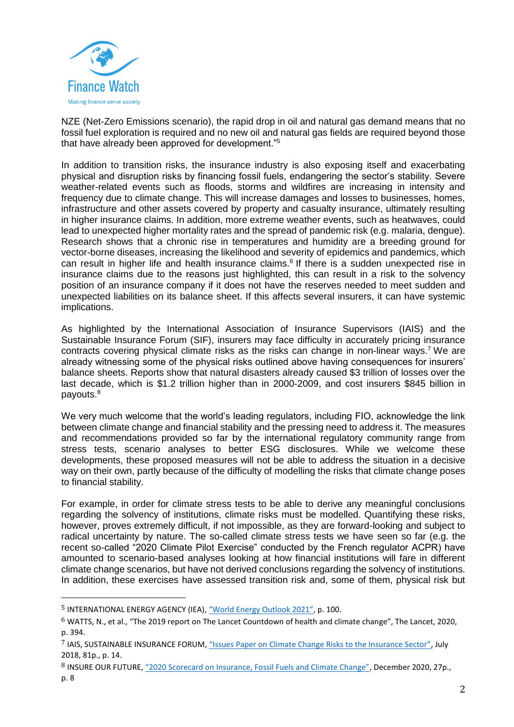NZE (Net-Zero Emissions scenario), the rapid drop in oil and natural gas demand means that no fossil fuel exploration is required and no new oil and natural gas fields are required beyond those that have already been approved for development."[5]

In addition to transition risks, the insurance industry is also exposing itself and exacerbating physical and disruption risks by financing fossil fuels, endangering the sector's stability. Severe weather-related events such as floods, storms and wildfires are increasing in intensity and frequency due to climate change. This will increase damages and losses to businesses, homes, infrastructure and other assets covered by property and casualty insurance, ultimately resulting in higher insurance claims. In addition, more extreme weather events, such as heatwaves, could lead to unexpected higher mortality rates and the spread of pandemic risk (e.g. malaria, dengue). Research shows that a chronic rise in temperatures and humidity are a breeding ground for vector-borne diseases, increasing the likelihood and severity of epidemics and pandemics, which can result in higher life and health insurance claims.[6] If there is a sudden unexpected rise in insurance claims due to the reasons just highlighted, this can result in a risk to the solvency position of an insurance company if it does not have the reserves needed to meet sudden and unexpected liabilities on its balance sheet. If this affects several insurers, it can have systemic implications.

As highlighted by the International Association of Insurance Supervisors (IAIS) and the Sustainable Insurance Forum (SIF), insurers may face difficulty in accurately pricing insurance contracts covering physical climate risks as the risks can change in non-linear ways.[7] We are already witnessing some of the physical risks outlined above having consequences for insurers' balance sheets. Reports show that natural disasters already caused $3 trillion of losses over the last decade, which is $1.2 trillion higher than in 2000-2009, and cost insurers $845 billion in payouts.[8]

We very much welcome that the world's leading regulators, including FIO, acknowledge the link between climate change and financial stability and the pressing need to address it. The measures and recommendations provided so far by the international regulatory community range from stress tests, scenario analyses to better ESG disclosures. While we welcome these developments, these proposed measures will not be able to address the situation in a decisive way on their own, partly because of the difficulty of modelling the risks that climate change poses to financial stability.

For example, in order for climate stress tests to be able to derive any meaningful conclusions regarding the solvency of institutions, climate risks must be modelled. Quantifying these risks, however, proves extremely difficult, if not impossible, as they are forward-looking and subject to radical uncertainty by nature. The so-called climate stress tests we have seen so far (e.g. the recent so-called "2020 Climate Pilot Exercise" conducted by the French regulator ACPR) have amounted to scenario-based analyses looking at how financial institutions will fare in different climate change scenarios, but have not derived conclusions regarding the solvency of institutions. In addition, these exercises have assessed transition risk and, some of them, physical risk but

---

[5] INTERNATIONAL ENERGY AGENCY (IEA), "World Energy Outlook 2021", p. 100.

[6] WATTS, N., et al., "The 2019 report on The Lancet Countdown of health and climate change", The Lancet, 2020, p. 394.

[7] IAIS, SUSTAINABLE INSURANCE FORUM, "Issues Paper on Climate Change Risks to the Insurance Sector", July 2018, 81p., p. 14.

[8] INSURE OUR FUTURE, "2020 Scorecard on Insurance, Fossil Fuels and Climate Change", December 2020, 27p., p. 8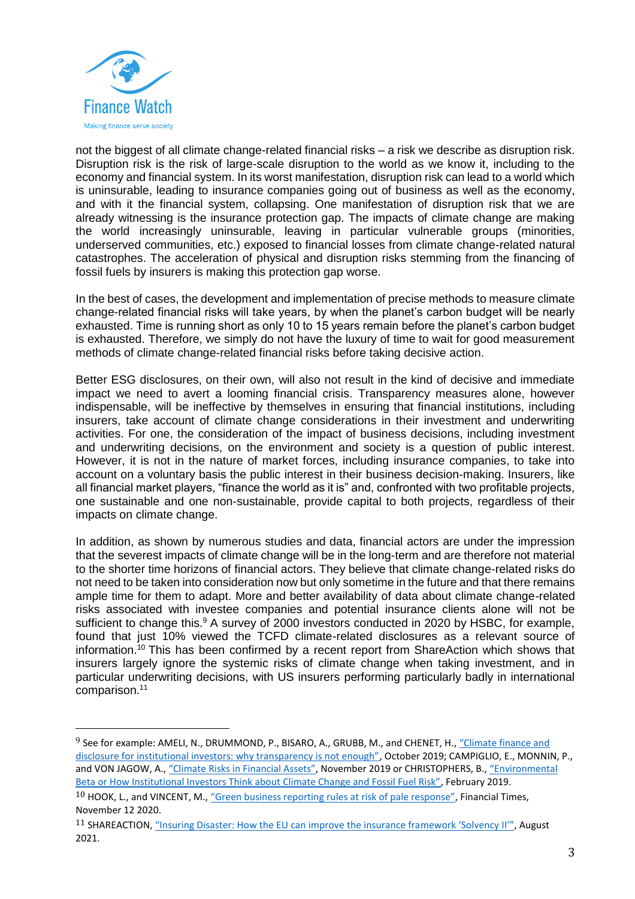not the biggest of all climate change-related financial risks – a risk we describe as disruption risk. Disruption risk is the risk of large-scale disruption to the world as we know it, including to the economy and financial system. In its worst manifestation, disruption risk can lead to a world which is uninsurable, leading to insurance companies going out of business as well as the economy, and with it the financial system, collapsing. One manifestation of disruption risk that we are already witnessing is the insurance protection gap. The impacts of climate change are making the world increasingly uninsurable, leaving in particular vulnerable groups (minorities, underserved communities, etc.) exposed to financial losses from climate change-related natural catastrophes. The acceleration of physical and disruption risks stemming from the financing of fossil fuels by insurers is making this protection gap worse.

In the best of cases, the development and implementation of precise methods to measure climate change-related financial risks will take years, by when the planet's carbon budget will be nearly exhausted. Time is running short as only 10 to 15 years remain before the planet's carbon budget is exhausted. Therefore, we simply do not have the luxury of time to wait for good measurement methods of climate change-related financial risks before taking decisive action.

Better ESG disclosures, on their own, will also not result in the kind of decisive and immediate impact we need to avert a looming financial crisis. Transparency measures alone, however indispensable, will be ineffective by themselves in ensuring that financial institutions, including insurers, take account of climate change considerations in their investment and underwriting activities. For one, the consideration of the impact of business decisions, including investment and underwriting decisions, on the environment and society is a question of public interest. However, it is not in the nature of market forces, including insurance companies, to take into account on a voluntary basis the public interest in their business decision-making. Insurers, like all financial market players, "finance the world as it is" and, confronted with two profitable projects, one sustainable and one non-sustainable, provide capital to both projects, regardless of their impacts on climate change.

In addition, as shown by numerous studies and data, financial actors are under the impression that the severest impacts of climate change will be in the long-term and are therefore not material to the shorter time horizons of financial actors. They believe that climate change-related risks do not need to be taken into consideration now but only sometime in the future and that there remains ample time for them to adapt. More and better availability of data about climate change-related risks associated with investee companies and potential insurance clients alone will not be sufficient to change this.[9] A survey of 2000 investors conducted in 2020 by HSBC, for example, found that just 10% viewed the TCFD climate-related disclosures as a relevant source of information.[10] This has been confirmed by a recent report from ShareAction which shows that insurers largely ignore the systemic risks of climate change when taking investment, and in particular underwriting decisions, with US insurers performing particularly badly in international comparison.[11]

---

[9] See for example: AMELI, N., DRUMMOND, P., BISARO, A., GRUBB, M., and CHENET, H., "Climate finance and disclosure for institutional investors: why transparency is not enough", October 2019; CAMPIGLIO, E., MONNIN, P., and VON JAGOW, A., "Climate Risks in Financial Assets", November 2019 or CHRISTOPHERS, B., "Environmental Beta or How Institutional Investors Think about Climate Change and Fossil Fuel Risk", February 2019.

[10] HOOK, L., and VINCENT, M., "Green business reporting rules at risk of pale response", Financial Times, November 12 2020.

[11] SHAREACTION, "Insuring Disaster: How the EU can improve the insurance framework 'Solvency II'", August 2021.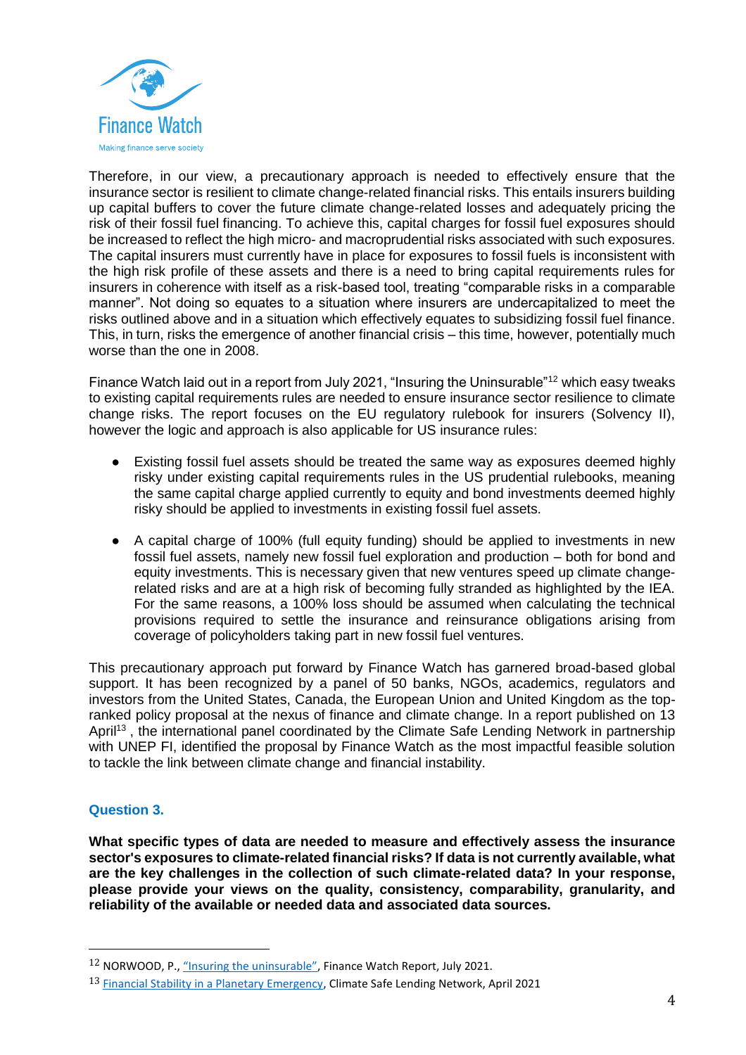Therefore, in our view, a precautionary approach is needed to effectively ensure that the insurance sector is resilient to climate change-related financial risks. This entails insurers building up capital buffers to cover the future climate change-related losses and adequately pricing the risk of their fossil fuel financing. To achieve this, capital charges for fossil fuel exposures should be increased to reflect the high micro- and macroprudential risks associated with such exposures. The capital insurers must currently have in place for exposures to fossil fuels is inconsistent with the high risk profile of these assets and there is a need to bring capital requirements rules for insurers in coherence with itself as a risk-based tool, treating "comparable risks in a comparable manner". Not doing so equates to a situation where insurers are undercapitalized to meet the risks outlined above and in a situation which effectively equates to subsidizing fossil fuel finance. This, in turn, risks the emergence of another financial crisis – this time, however, potentially much worse than the one in 2008.

Finance Watch laid out in a report from July 2021, "Insuring the Uninsurable"[12] which easy tweaks to existing capital requirements rules are needed to ensure insurance sector resilience to climate change risks. The report focuses on the EU regulatory rulebook for insurers (Solvency II), however the logic and approach is also applicable for US insurance rules:

- Existing fossil fuel assets should be treated the same way as exposures deemed highly risky under existing capital requirements rules in the US prudential rulebooks, meaning the same capital charge applied currently to equity and bond investments deemed highly risky should be applied to investments in existing fossil fuel assets.
- A capital charge of 100% (full equity funding) should be applied to investments in new fossil fuel assets, namely new fossil fuel exploration and production – both for bond and equity investments. This is necessary given that new ventures speed up climate change-related risks and are at a high risk of becoming fully stranded as highlighted by the IEA. For the same reasons, a 100% loss should be assumed when calculating the technical provisions required to settle the insurance and reinsurance obligations arising from coverage of policyholders taking part in new fossil fuel ventures.

This precautionary approach put forward by Finance Watch has garnered broad-based global support. It has been recognized by a panel of 50 banks, NGOs, academics, regulators and investors from the United States, Canada, the European Union and United Kingdom as the top-ranked policy proposal at the nexus of finance and climate change. In a report published on 13 April[13] , the international panel coordinated by the Climate Safe Lending Network in partnership with UNEP FI, identified the proposal by Finance Watch as the most impactful feasible solution to tackle the link between climate change and financial instability.

### Question 3.

**What specific types of data are needed to measure and effectively assess the insurance sector's exposures to climate-related financial risks? If data is not currently available, what are the key challenges in the collection of such climate-related data? In your response, please provide your views on the quality, consistency, comparability, granularity, and reliability of the available or needed data and associated data sources.**

---

[12] NORWOOD, P., "Insuring the uninsurable", Finance Watch Report, July 2021.

[13] Financial Stability in a Planetary Emergency, Climate Safe Lending Network, April 2021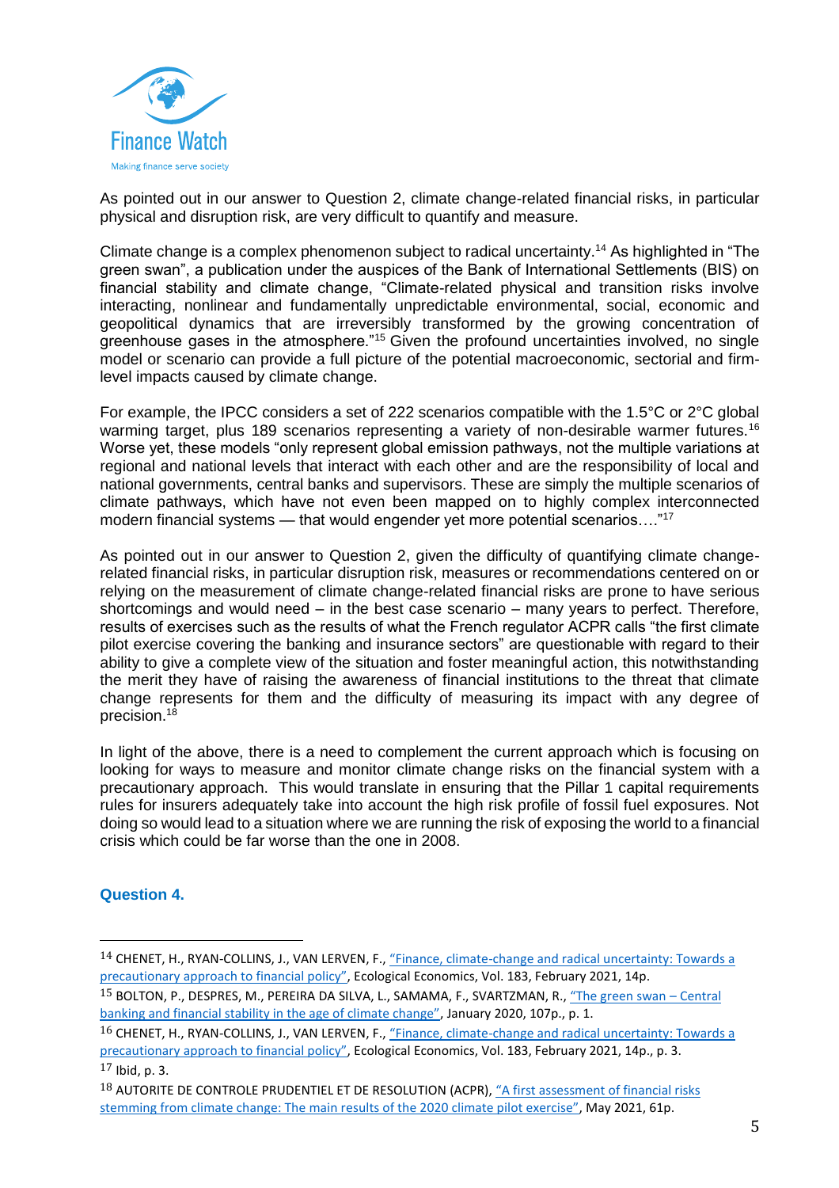As pointed out in our answer to Question 2, climate change-related financial risks, in particular physical and disruption risk, are very difficult to quantify and measure.

Climate change is a complex phenomenon subject to radical uncertainty.[14] As highlighted in "The green swan", a publication under the auspices of the Bank of International Settlements (BIS) on financial stability and climate change, "Climate-related physical and transition risks involve interacting, nonlinear and fundamentally unpredictable environmental, social, economic and geopolitical dynamics that are irreversibly transformed by the growing concentration of greenhouse gases in the atmosphere."[15] Given the profound uncertainties involved, no single model or scenario can provide a full picture of the potential macroeconomic, sectorial and firm-level impacts caused by climate change.

For example, the IPCC considers a set of 222 scenarios compatible with the 1.5°C or 2°C global warming target, plus 189 scenarios representing a variety of non-desirable warmer futures.[16] Worse yet, these models "only represent global emission pathways, not the multiple variations at regional and national levels that interact with each other and are the responsibility of local and national governments, central banks and supervisors. These are simply the multiple scenarios of climate pathways, which have not even been mapped on to highly complex interconnected modern financial systems — that would engender yet more potential scenarios…."[17]

As pointed out in our answer to Question 2, given the difficulty of quantifying climate change-related financial risks, in particular disruption risk, measures or recommendations centered on or relying on the measurement of climate change-related financial risks are prone to have serious shortcomings and would need – in the best case scenario – many years to perfect. Therefore, results of exercises such as the results of what the French regulator ACPR calls "the first climate pilot exercise covering the banking and insurance sectors" are questionable with regard to their ability to give a complete view of the situation and foster meaningful action, this notwithstanding the merit they have of raising the awareness of financial institutions to the threat that climate change represents for them and the difficulty of measuring its impact with any degree of precision.[18]

In light of the above, there is a need to complement the current approach which is focusing on looking for ways to measure and monitor climate change risks on the financial system with a precautionary approach. This would translate in ensuring that the Pillar 1 capital requirements rules for insurers adequately take into account the high risk profile of fossil fuel exposures. Not doing so would lead to a situation where we are running the risk of exposing the world to a financial crisis which could be far worse than the one in 2008.

### Question 4.

---

[14] CHENET, H., RYAN-COLLINS, J., VAN LERVEN, F., "Finance, climate-change and radical uncertainty: Towards a precautionary approach to financial policy", Ecological Economics, Vol. 183, February 2021, 14p.

[15] BOLTON, P., DESPRES, M., PEREIRA DA SILVA, L., SAMAMA, F., SVARTZMAN, R., "The green swan – Central banking and financial stability in the age of climate change", January 2020, 107p., p. 1.

[16] CHENET, H., RYAN-COLLINS, J., VAN LERVEN, F., "Finance, climate-change and radical uncertainty: Towards a precautionary approach to financial policy", Ecological Economics, Vol. 183, February 2021, 14p., p. 3.

[17] Ibid, p. 3.

[18] AUTORITE DE CONTROLE PRUDENTIEL ET DE RESOLUTION (ACPR), "A first assessment of financial risks stemming from climate change: The main results of the 2020 climate pilot exercise", May 2021, 61p.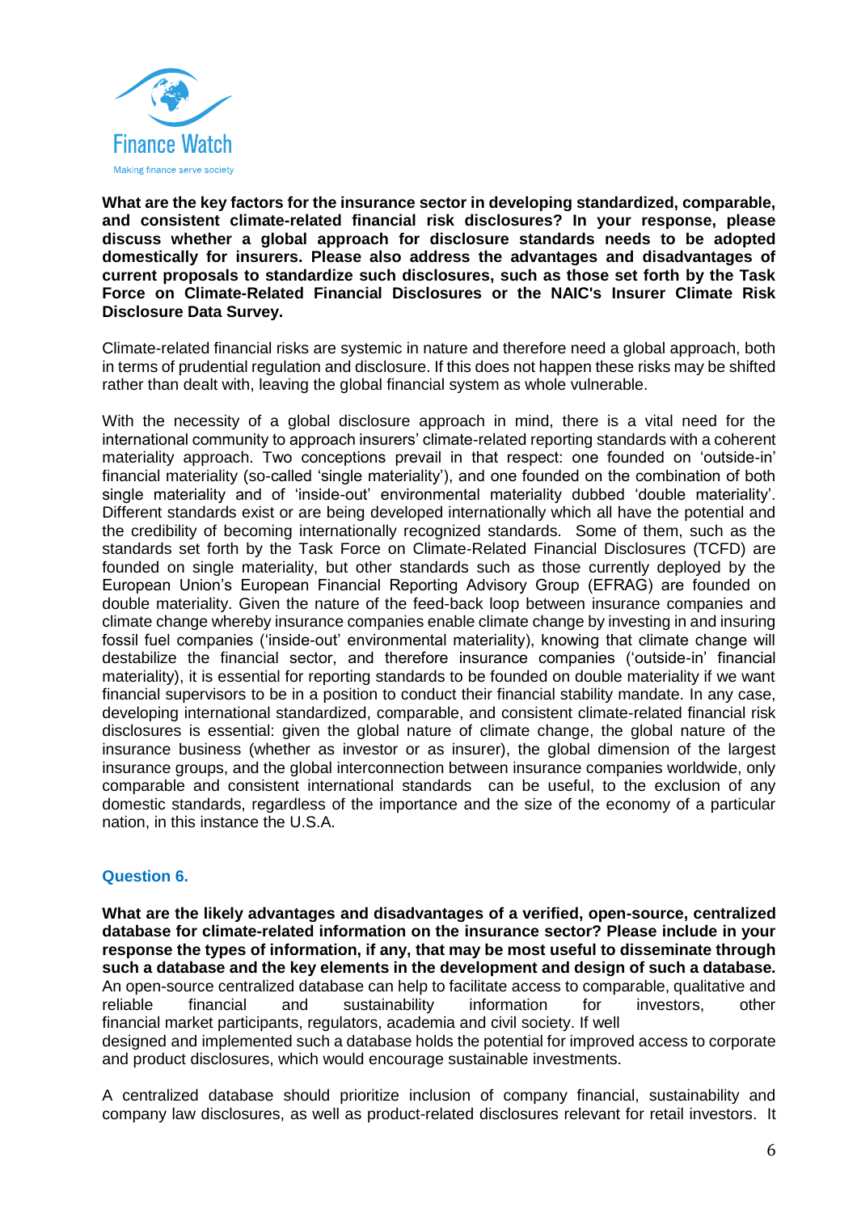Finance Watch

Making finance serve society

**What are the key factors for the insurance sector in developing standardized, comparable, and consistent climate-related financial risk disclosures? In your response, please discuss whether a global approach for disclosure standards needs to be adopted domestically for insurers. Please also address the advantages and disadvantages of current proposals to standardize such disclosures, such as those set forth by the Task Force on Climate-Related Financial Disclosures or the NAIC's Insurer Climate Risk Disclosure Data Survey.**

Climate-related financial risks are systemic in nature and therefore need a global approach, both in terms of prudential regulation and disclosure. If this does not happen these risks may be shifted rather than dealt with, leaving the global financial system as whole vulnerable.

With the necessity of a global disclosure approach in mind, there is a vital need for the international community to approach insurers' climate-related reporting standards with a coherent materiality approach. Two conceptions prevail in that respect: one founded on 'outside-in' financial materiality (so-called 'single materiality'), and one founded on the combination of both single materiality and of 'inside-out' environmental materiality dubbed 'double materiality'. Different standards exist or are being developed internationally which all have the potential and the credibility of becoming internationally recognized standards. Some of them, such as the standards set forth by the Task Force on Climate-Related Financial Disclosures (TCFD) are founded on single materiality, but other standards such as those currently deployed by the European Union's European Financial Reporting Advisory Group (EFRAG) are founded on double materiality. Given the nature of the feed-back loop between insurance companies and climate change whereby insurance companies enable climate change by investing in and insuring fossil fuel companies ('inside-out' environmental materiality), knowing that climate change will destabilize the financial sector, and therefore insurance companies ('outside-in' financial materiality), it is essential for reporting standards to be founded on double materiality if we want financial supervisors to be in a position to conduct their financial stability mandate. In any case, developing international standardized, comparable, and consistent climate-related financial risk disclosures is essential: given the global nature of climate change, the global nature of the insurance business (whether as investor or as insurer), the global dimension of the largest insurance groups, and the global interconnection between insurance companies worldwide, only comparable and consistent international standards can be useful, to the exclusion of any domestic standards, regardless of the importance and the size of the economy of a particular nation, in this instance the U.S.A.

### Question 6.

**What are the likely advantages and disadvantages of a verified, open-source, centralized database for climate-related information on the insurance sector? Please include in your response the types of information, if any, that may be most useful to disseminate through such a database and the key elements in the development and design of such a database.**

An open-source centralized database can help to facilitate access to comparable, qualitative and reliable financial and sustainability information for investors, other financial market participants, regulators, academia and civil society. If well designed and implemented such a database holds the potential for improved access to corporate and product disclosures, which would encourage sustainable investments.

A centralized database should prioritize inclusion of company financial, sustainability and company law disclosures, as well as product-related disclosures relevant for retail investors. It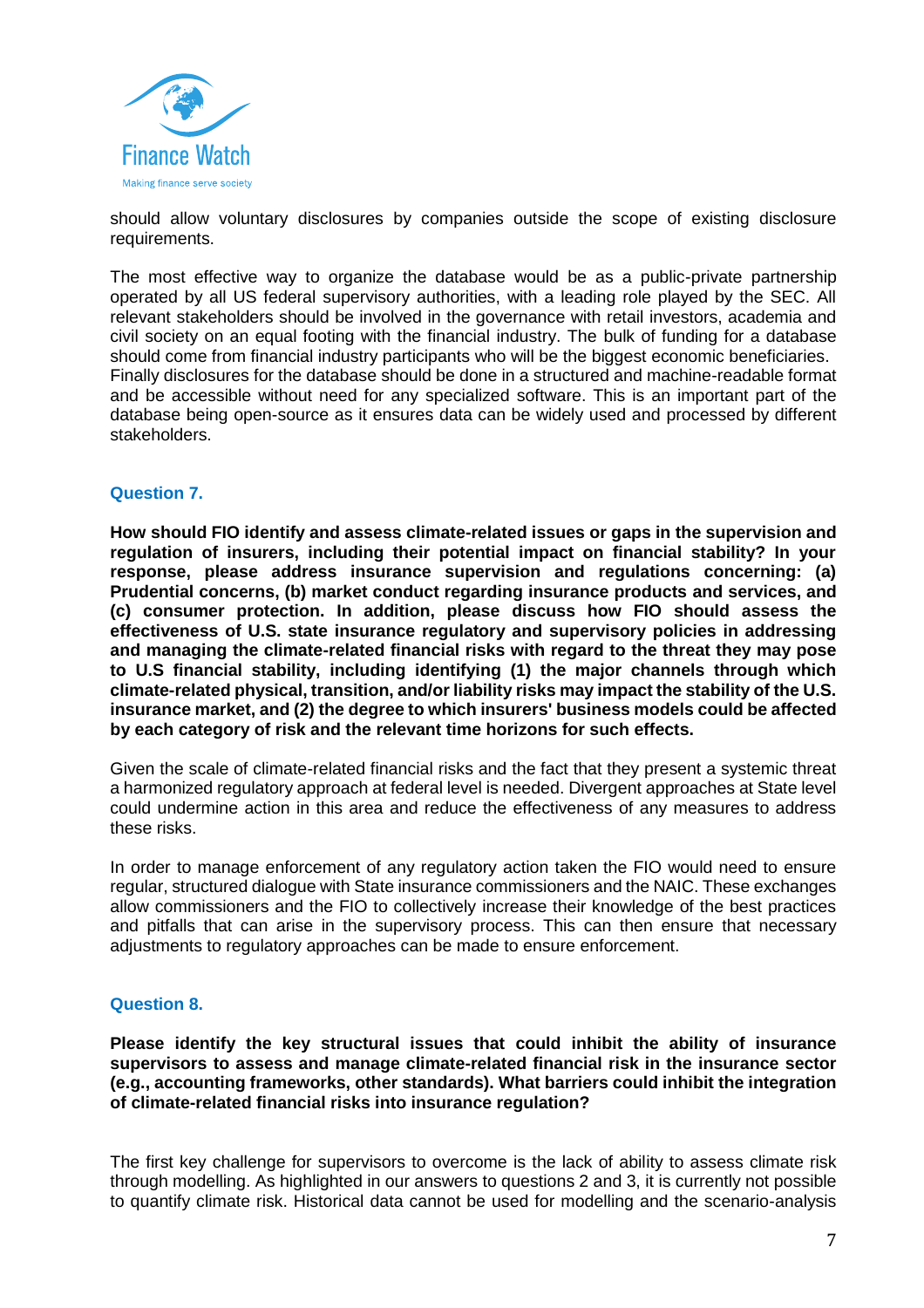should allow voluntary disclosures by companies outside the scope of existing disclosure requirements.

The most effective way to organize the database would be as a public-private partnership operated by all US federal supervisory authorities, with a leading role played by the SEC. All relevant stakeholders should be involved in the governance with retail investors, academia and civil society on an equal footing with the financial industry. The bulk of funding for a database should come from financial industry participants who will be the biggest economic beneficiaries. Finally disclosures for the database should be done in a structured and machine-readable format and be accessible without need for any specialized software. This is an important part of the database being open-source as it ensures data can be widely used and processed by different stakeholders.

### Question 7.

**How should FIO identify and assess climate-related issues or gaps in the supervision and regulation of insurers, including their potential impact on financial stability? In your response, please address insurance supervision and regulations concerning: (a) Prudential concerns, (b) market conduct regarding insurance products and services, and (c) consumer protection. In addition, please discuss how FIO should assess the effectiveness of U.S. state insurance regulatory and supervisory policies in addressing and managing the climate-related financial risks with regard to the threat they may pose to U.S financial stability, including identifying (1) the major channels through which climate-related physical, transition, and/or liability risks may impact the stability of the U.S. insurance market, and (2) the degree to which insurers' business models could be affected by each category of risk and the relevant time horizons for such effects.**

Given the scale of climate-related financial risks and the fact that they present a systemic threat a harmonized regulatory approach at federal level is needed. Divergent approaches at State level could undermine action in this area and reduce the effectiveness of any measures to address these risks.

In order to manage enforcement of any regulatory action taken the FIO would need to ensure regular, structured dialogue with State insurance commissioners and the NAIC. These exchanges allow commissioners and the FIO to collectively increase their knowledge of the best practices and pitfalls that can arise in the supervisory process. This can then ensure that necessary adjustments to regulatory approaches can be made to ensure enforcement.

### Question 8.

**Please identify the key structural issues that could inhibit the ability of insurance supervisors to assess and manage climate-related financial risk in the insurance sector (e.g., accounting frameworks, other standards). What barriers could inhibit the integration of climate-related financial risks into insurance regulation?**

The first key challenge for supervisors to overcome is the lack of ability to assess climate risk through modelling. As highlighted in our answers to questions 2 and 3, it is currently not possible to quantify climate risk. Historical data cannot be used for modelling and the scenario-analysis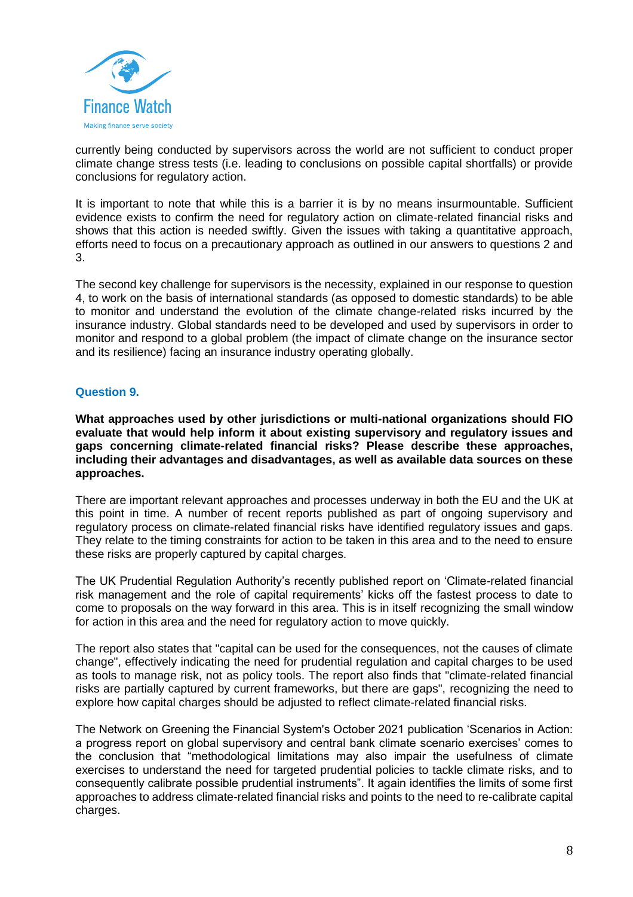currently being conducted by supervisors across the world are not sufficient to conduct proper climate change stress tests (i.e. leading to conclusions on possible capital shortfalls) or provide conclusions for regulatory action.

It is important to note that while this is a barrier it is by no means insurmountable. Sufficient evidence exists to confirm the need for regulatory action on climate-related financial risks and shows that this action is needed swiftly. Given the issues with taking a quantitative approach, efforts need to focus on a precautionary approach as outlined in our answers to questions 2 and 3.

The second key challenge for supervisors is the necessity, explained in our response to question 4, to work on the basis of international standards (as opposed to domestic standards) to be able to monitor and understand the evolution of the climate change-related risks incurred by the insurance industry. Global standards need to be developed and used by supervisors in order to monitor and respond to a global problem (the impact of climate change on the insurance sector and its resilience) facing an insurance industry operating globally.

### Question 9.

**What approaches used by other jurisdictions or multi-national organizations should FIO evaluate that would help inform it about existing supervisory and regulatory issues and gaps concerning climate-related financial risks? Please describe these approaches, including their advantages and disadvantages, as well as available data sources on these approaches.**

There are important relevant approaches and processes underway in both the EU and the UK at this point in time. A number of recent reports published as part of ongoing supervisory and regulatory process on climate-related financial risks have identified regulatory issues and gaps. They relate to the timing constraints for action to be taken in this area and to the need to ensure these risks are properly captured by capital charges.

The UK Prudential Regulation Authority's recently published report on 'Climate-related financial risk management and the role of capital requirements' kicks off the fastest process to date to come to proposals on the way forward in this area. This is in itself recognizing the small window for action in this area and the need for regulatory action to move quickly.

The report also states that "capital can be used for the consequences, not the causes of climate change", effectively indicating the need for prudential regulation and capital charges to be used as tools to manage risk, not as policy tools. The report also finds that "climate-related financial risks are partially captured by current frameworks, but there are gaps", recognizing the need to explore how capital charges should be adjusted to reflect climate-related financial risks.

The Network on Greening the Financial System's October 2021 publication 'Scenarios in Action: a progress report on global supervisory and central bank climate scenario exercises' comes to the conclusion that "methodological limitations may also impair the usefulness of climate exercises to understand the need for targeted prudential policies to tackle climate risks, and to consequently calibrate possible prudential instruments". It again identifies the limits of some first approaches to address climate-related financial risks and points to the need to re-calibrate capital charges.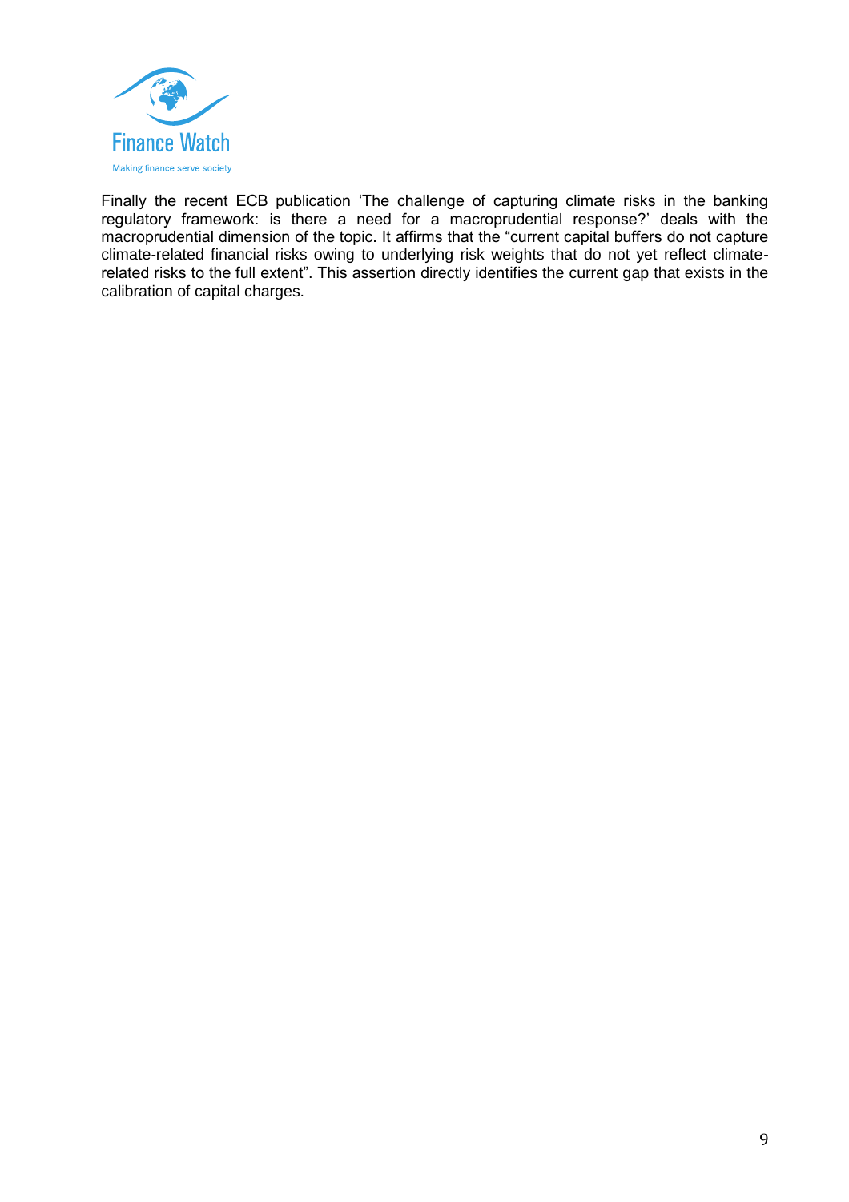Finally the recent ECB publication 'The challenge of capturing climate risks in the banking regulatory framework: is there a need for a macroprudential response?' deals with the macroprudential dimension of the topic. It affirms that the "current capital buffers do not capture climate-related financial risks owing to underlying risk weights that do not yet reflect climate-related risks to the full extent". This assertion directly identifies the current gap that exists in the calibration of capital charges.